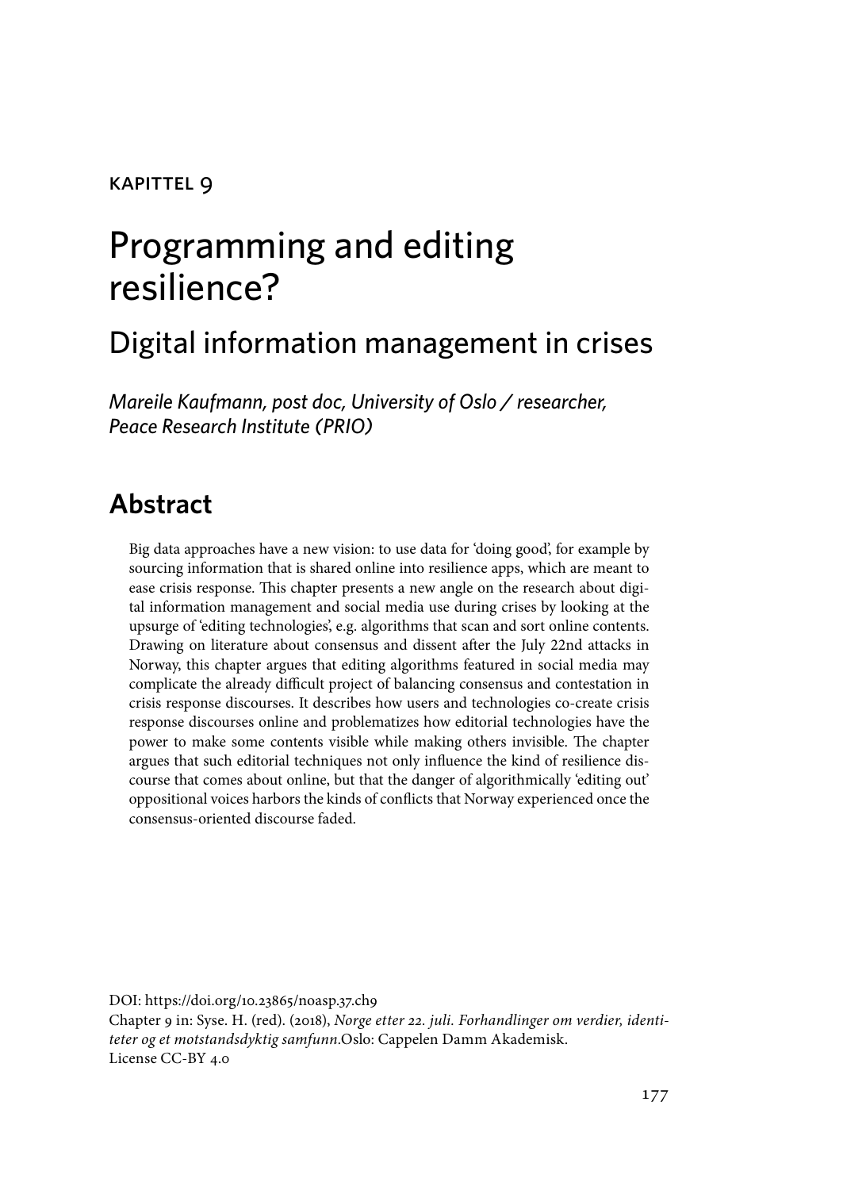KAPITTEL 9

# Programming and editing resilience?

## Digital information management in crises

*Mareile Kaufmann, post doc, University of Oslo / researcher, Peace Research Institute (PRIO)*

## Abstract

Big data approaches have a new vision: to use data for 'doing good', for example by sourcing information that is shared online into resilience apps, which are meant to ease crisis response. This chapter presents a new angle on the research about digital information management and social media use during crises by looking at the upsurge of 'editing technologies', e.g. algorithms that scan and sort online contents. Drawing on literature about consensus and dissent after the July 22nd attacks in Norway, this chapter argues that editing algorithms featured in social media may complicate the already difficult project of balancing consensus and contestation in crisis response discourses. It describes how users and technologies co-create crisis response discourses online and problematizes how editorial technologies have the power to make some contents visible while making others invisible. The chapter argues that such editorial techniques not only influence the kind of resilience discourse that comes about online, but that the danger of algorithmically 'editing out' oppositional voices harbors the kinds of conflicts that Norway experienced once the consensus-oriented discourse faded.

DOI: https://doi.org/10.23865/noasp.37.ch9
Chapter 9 in: Syse. H. (red). (2018), *Norge etter 22. juli. Forhandlinger om verdier, identiteter og et motstandsdyktig samfunn.*Oslo: Cappelen Damm Akademisk.
License CC-BY 4.0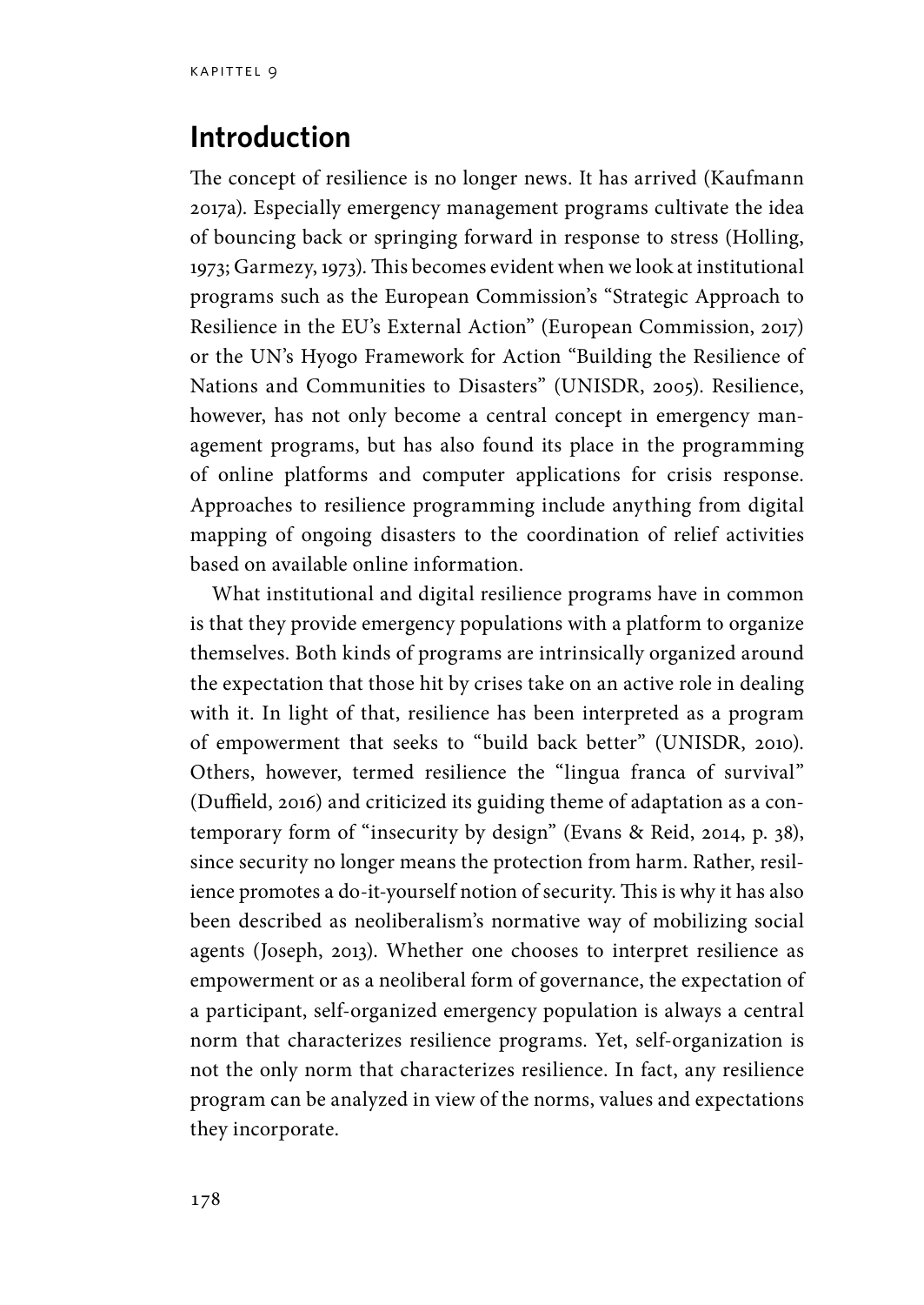## Introduction

The concept of resilience is no longer news. It has arrived (Kaufmann 2017a). Especially emergency management programs cultivate the idea of bouncing back or springing forward in response to stress (Holling, 1973; Garmezy, 1973). This becomes evident when we look at institutional programs such as the European Commission's "Strategic Approach to Resilience in the EU's External Action" (European Commission, 2017) or the UN's Hyogo Framework for Action "Building the Resilience of Nations and Communities to Disasters" (UNISDR, 2005). Resilience, however, has not only become a central concept in emergency management programs, but has also found its place in the programming of online platforms and computer applications for crisis response. Approaches to resilience programming include anything from digital mapping of ongoing disasters to the coordination of relief activities based on available online information.

What institutional and digital resilience programs have in common is that they provide emergency populations with a platform to organize themselves. Both kinds of programs are intrinsically organized around the expectation that those hit by crises take on an active role in dealing with it. In light of that, resilience has been interpreted as a program of empowerment that seeks to "build back better" (UNISDR, 2010). Others, however, termed resilience the "lingua franca of survival" (Duffield, 2016) and criticized its guiding theme of adaptation as a contemporary form of "insecurity by design" (Evans & Reid, 2014, p. 38), since security no longer means the protection from harm. Rather, resilience promotes a do-it-yourself notion of security. This is why it has also been described as neoliberalism's normative way of mobilizing social agents (Joseph, 2013). Whether one chooses to interpret resilience as empowerment or as a neoliberal form of governance, the expectation of a participant, self-organized emergency population is always a central norm that characterizes resilience programs. Yet, self-organization is not the only norm that characterizes resilience. In fact, any resilience program can be analyzed in view of the norms, values and expectations they incorporate.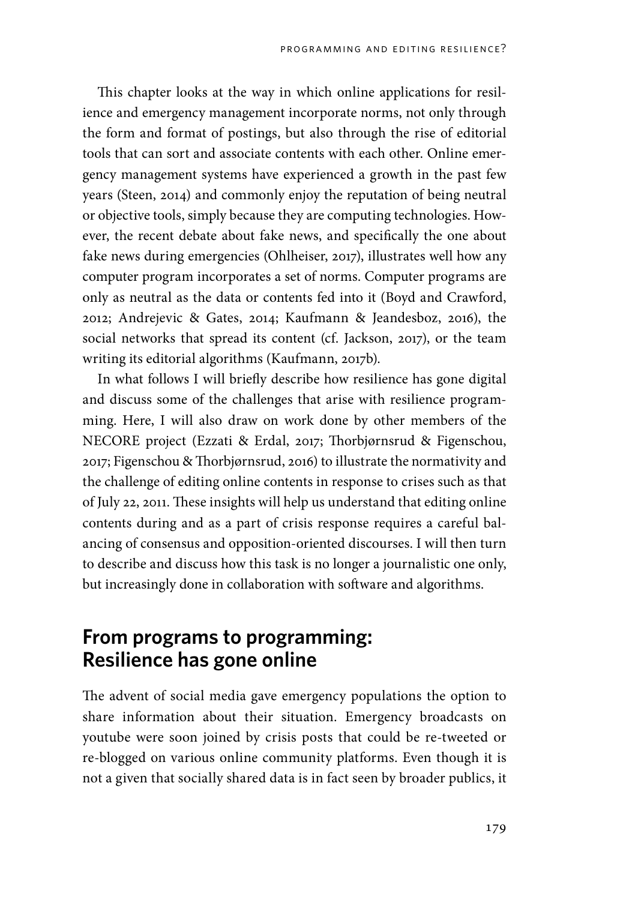This chapter looks at the way in which online applications for resilience and emergency management incorporate norms, not only through the form and format of postings, but also through the rise of editorial tools that can sort and associate contents with each other. Online emergency management systems have experienced a growth in the past few years (Steen, 2014) and commonly enjoy the reputation of being neutral or objective tools, simply because they are computing technologies. However, the recent debate about fake news, and specifically the one about fake news during emergencies (Ohlheiser, 2017), illustrates well how any computer program incorporates a set of norms. Computer programs are only as neutral as the data or contents fed into it (Boyd and Crawford, 2012; Andrejevic & Gates, 2014; Kaufmann & Jeandesboz, 2016), the social networks that spread its content (cf. Jackson, 2017), or the team writing its editorial algorithms (Kaufmann, 2017b).

In what follows I will briefly describe how resilience has gone digital and discuss some of the challenges that arise with resilience programming. Here, I will also draw on work done by other members of the NECORE project (Ezzati & Erdal, 2017; Thorbjørnsrud & Figenschou, 2017; Figenschou & Thorbjørnsrud, 2016) to illustrate the normativity and the challenge of editing online contents in response to crises such as that of July 22, 2011. These insights will help us understand that editing online contents during and as a part of crisis response requires a careful balancing of consensus and opposition-oriented discourses. I will then turn to describe and discuss how this task is no longer a journalistic one only, but increasingly done in collaboration with software and algorithms.

## From programs to programming: Resilience has gone online

The advent of social media gave emergency populations the option to share information about their situation. Emergency broadcasts on youtube were soon joined by crisis posts that could be re-tweeted or re-blogged on various online community platforms. Even though it is not a given that socially shared data is in fact seen by broader publics, it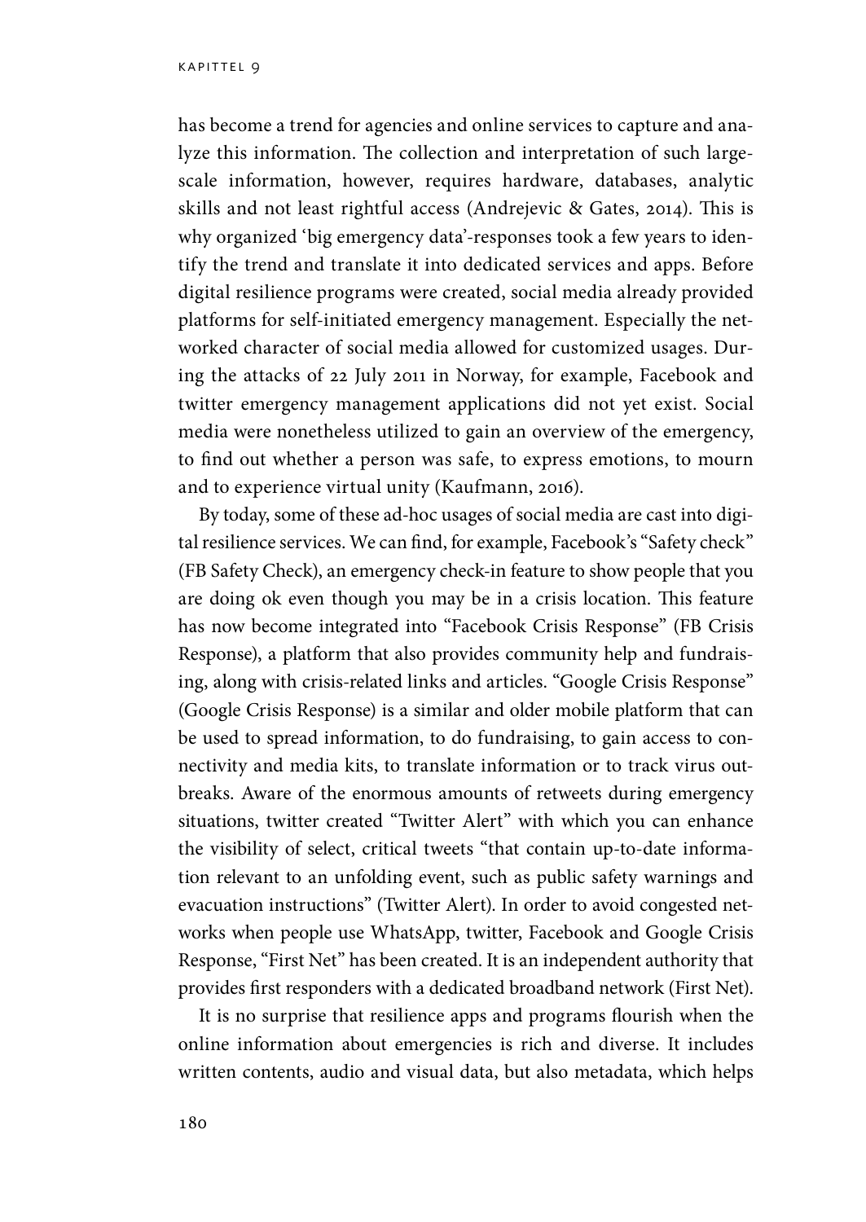has become a trend for agencies and online services to capture and analyze this information. The collection and interpretation of such large-scale information, however, requires hardware, databases, analytic skills and not least rightful access (Andrejevic & Gates, 2014). This is why organized 'big emergency data'-responses took a few years to identify the trend and translate it into dedicated services and apps. Before digital resilience programs were created, social media already provided platforms for self-initiated emergency management. Especially the networked character of social media allowed for customized usages. During the attacks of 22 July 2011 in Norway, for example, Facebook and twitter emergency management applications did not yet exist. Social media were nonetheless utilized to gain an overview of the emergency, to find out whether a person was safe, to express emotions, to mourn and to experience virtual unity (Kaufmann, 2016).

By today, some of these ad-hoc usages of social media are cast into digital resilience services. We can find, for example, Facebook's "Safety check" (FB Safety Check), an emergency check-in feature to show people that you are doing ok even though you may be in a crisis location. This feature has now become integrated into "Facebook Crisis Response" (FB Crisis Response), a platform that also provides community help and fundraising, along with crisis-related links and articles. "Google Crisis Response" (Google Crisis Response) is a similar and older mobile platform that can be used to spread information, to do fundraising, to gain access to connectivity and media kits, to translate information or to track virus outbreaks. Aware of the enormous amounts of retweets during emergency situations, twitter created "Twitter Alert" with which you can enhance the visibility of select, critical tweets "that contain up-to-date information relevant to an unfolding event, such as public safety warnings and evacuation instructions" (Twitter Alert). In order to avoid congested networks when people use WhatsApp, twitter, Facebook and Google Crisis Response, "First Net" has been created. It is an independent authority that provides first responders with a dedicated broadband network (First Net).

It is no surprise that resilience apps and programs flourish when the online information about emergencies is rich and diverse. It includes written contents, audio and visual data, but also metadata, which helps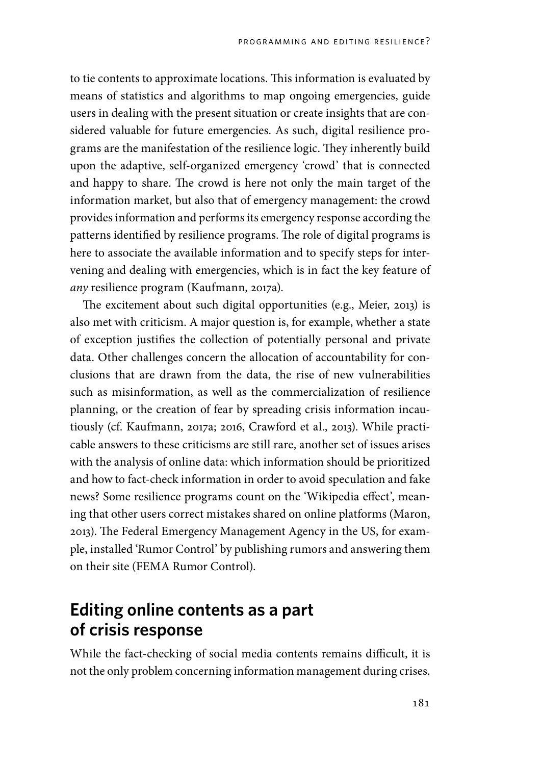to tie contents to approximate locations. This information is evaluated by means of statistics and algorithms to map ongoing emergencies, guide users in dealing with the present situation or create insights that are considered valuable for future emergencies. As such, digital resilience programs are the manifestation of the resilience logic. They inherently build upon the adaptive, self-organized emergency 'crowd' that is connected and happy to share. The crowd is here not only the main target of the information market, but also that of emergency management: the crowd provides information and performs its emergency response according the patterns identified by resilience programs. The role of digital programs is here to associate the available information and to specify steps for intervening and dealing with emergencies, which is in fact the key feature of *any* resilience program (Kaufmann, 2017a).

The excitement about such digital opportunities (e.g., Meier, 2013) is also met with criticism. A major question is, for example, whether a state of exception justifies the collection of potentially personal and private data. Other challenges concern the allocation of accountability for conclusions that are drawn from the data, the rise of new vulnerabilities such as misinformation, as well as the commercialization of resilience planning, or the creation of fear by spreading crisis information incautiously (cf. Kaufmann, 2017a; 2016, Crawford et al., 2013). While practicable answers to these criticisms are still rare, another set of issues arises with the analysis of online data: which information should be prioritized and how to fact-check information in order to avoid speculation and fake news? Some resilience programs count on the 'Wikipedia effect', meaning that other users correct mistakes shared on online platforms (Maron, 2013). The Federal Emergency Management Agency in the US, for example, installed 'Rumor Control' by publishing rumors and answering them on their site (FEMA Rumor Control).

## Editing online contents as a part of crisis response

While the fact-checking of social media contents remains difficult, it is not the only problem concerning information management during crises.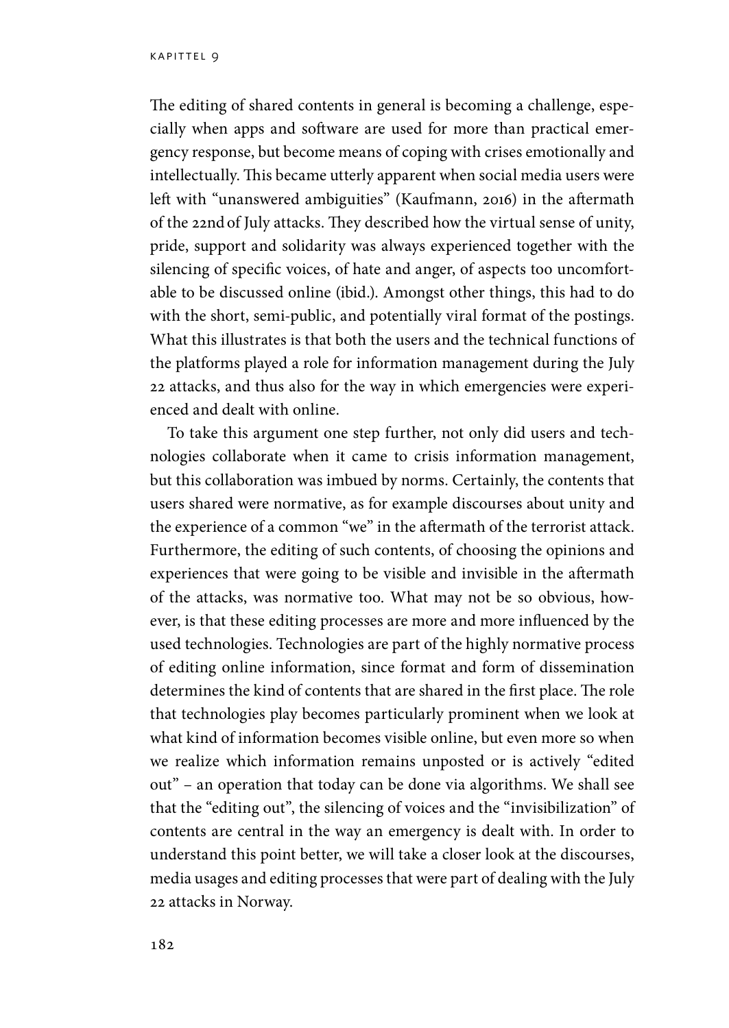The editing of shared contents in general is becoming a challenge, especially when apps and software are used for more than practical emergency response, but become means of coping with crises emotionally and intellectually. This became utterly apparent when social media users were left with "unanswered ambiguities" (Kaufmann, 2016) in the aftermath of the 22nd of July attacks. They described how the virtual sense of unity, pride, support and solidarity was always experienced together with the silencing of specific voices, of hate and anger, of aspects too uncomfortable to be discussed online (ibid.). Amongst other things, this had to do with the short, semi-public, and potentially viral format of the postings. What this illustrates is that both the users and the technical functions of the platforms played a role for information management during the July 22 attacks, and thus also for the way in which emergencies were experienced and dealt with online.

To take this argument one step further, not only did users and technologies collaborate when it came to crisis information management, but this collaboration was imbued by norms. Certainly, the contents that users shared were normative, as for example discourses about unity and the experience of a common "we" in the aftermath of the terrorist attack. Furthermore, the editing of such contents, of choosing the opinions and experiences that were going to be visible and invisible in the aftermath of the attacks, was normative too. What may not be so obvious, however, is that these editing processes are more and more influenced by the used technologies. Technologies are part of the highly normative process of editing online information, since format and form of dissemination determines the kind of contents that are shared in the first place. The role that technologies play becomes particularly prominent when we look at what kind of information becomes visible online, but even more so when we realize which information remains unposted or is actively "edited out" – an operation that today can be done via algorithms. We shall see that the "editing out", the silencing of voices and the "invisibilization" of contents are central in the way an emergency is dealt with. In order to understand this point better, we will take a closer look at the discourses, media usages and editing processes that were part of dealing with the July 22 attacks in Norway.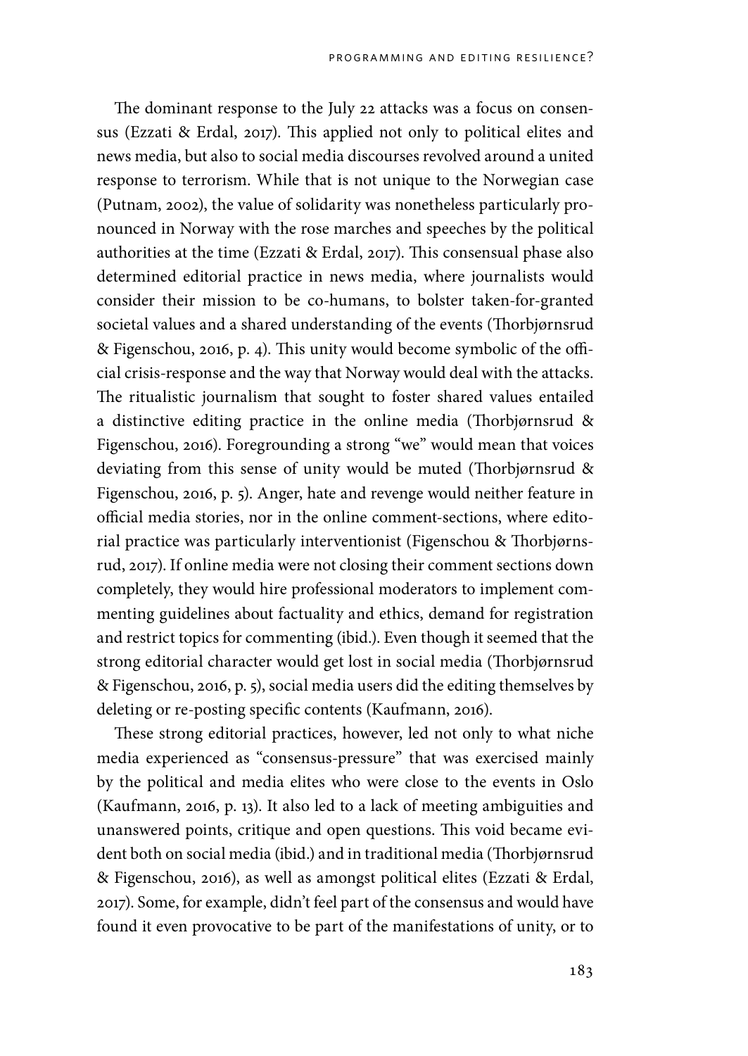The dominant response to the July 22 attacks was a focus on consensus (Ezzati & Erdal, 2017). This applied not only to political elites and news media, but also to social media discourses revolved around a united response to terrorism. While that is not unique to the Norwegian case (Putnam, 2002), the value of solidarity was nonetheless particularly pronounced in Norway with the rose marches and speeches by the political authorities at the time (Ezzati & Erdal, 2017). This consensual phase also determined editorial practice in news media, where journalists would consider their mission to be co-humans, to bolster taken-for-granted societal values and a shared understanding of the events (Thorbjørnsrud & Figenschou, 2016, p. 4). This unity would become symbolic of the official crisis-response and the way that Norway would deal with the attacks. The ritualistic journalism that sought to foster shared values entailed a distinctive editing practice in the online media (Thorbjørnsrud & Figenschou, 2016). Foregrounding a strong "we" would mean that voices deviating from this sense of unity would be muted (Thorbjørnsrud & Figenschou, 2016, p. 5). Anger, hate and revenge would neither feature in official media stories, nor in the online comment-sections, where editorial practice was particularly interventionist (Figenschou & Thorbjørnsrud, 2017). If online media were not closing their comment sections down completely, they would hire professional moderators to implement commenting guidelines about factuality and ethics, demand for registration and restrict topics for commenting (ibid.). Even though it seemed that the strong editorial character would get lost in social media (Thorbjørnsrud & Figenschou, 2016, p. 5), social media users did the editing themselves by deleting or re-posting specific contents (Kaufmann, 2016).

These strong editorial practices, however, led not only to what niche media experienced as "consensus-pressure" that was exercised mainly by the political and media elites who were close to the events in Oslo (Kaufmann, 2016, p. 13). It also led to a lack of meeting ambiguities and unanswered points, critique and open questions. This void became evident both on social media (ibid.) and in traditional media (Thorbjørnsrud & Figenschou, 2016), as well as amongst political elites (Ezzati & Erdal, 2017). Some, for example, didn't feel part of the consensus and would have found it even provocative to be part of the manifestations of unity, or to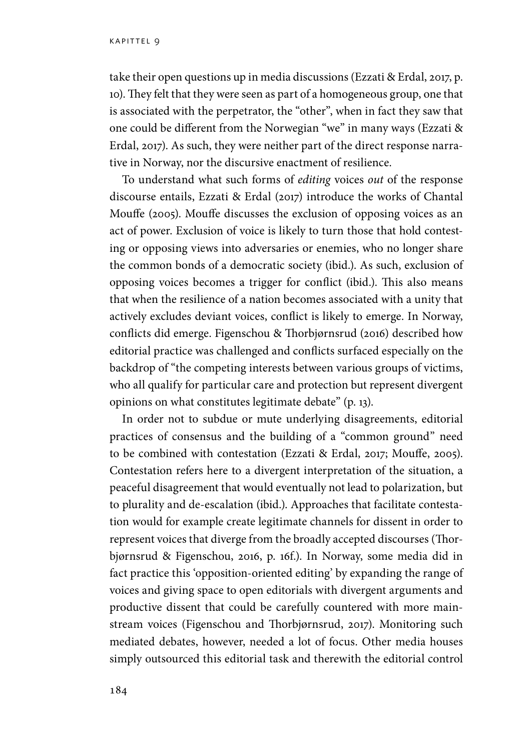take their open questions up in media discussions (Ezzati & Erdal, 2017, p. 10). They felt that they were seen as part of a homogeneous group, one that is associated with the perpetrator, the "other", when in fact they saw that one could be different from the Norwegian "we" in many ways (Ezzati & Erdal, 2017). As such, they were neither part of the direct response narrative in Norway, nor the discursive enactment of resilience.

To understand what such forms of *editing* voices *out* of the response discourse entails, Ezzati & Erdal (2017) introduce the works of Chantal Mouffe (2005). Mouffe discusses the exclusion of opposing voices as an act of power. Exclusion of voice is likely to turn those that hold contesting or opposing views into adversaries or enemies, who no longer share the common bonds of a democratic society (ibid.). As such, exclusion of opposing voices becomes a trigger for conflict (ibid.). This also means that when the resilience of a nation becomes associated with a unity that actively excludes deviant voices, conflict is likely to emerge. In Norway, conflicts did emerge. Figenschou & Thorbjørnsrud (2016) described how editorial practice was challenged and conflicts surfaced especially on the backdrop of "the competing interests between various groups of victims, who all qualify for particular care and protection but represent divergent opinions on what constitutes legitimate debate" (p. 13).

In order not to subdue or mute underlying disagreements, editorial practices of consensus and the building of a "common ground" need to be combined with contestation (Ezzati & Erdal, 2017; Mouffe, 2005). Contestation refers here to a divergent interpretation of the situation, a peaceful disagreement that would eventually not lead to polarization, but to plurality and de-escalation (ibid.). Approaches that facilitate contestation would for example create legitimate channels for dissent in order to represent voices that diverge from the broadly accepted discourses (Thorbjørnsrud & Figenschou, 2016, p. 16f.). In Norway, some media did in fact practice this 'opposition-oriented editing' by expanding the range of voices and giving space to open editorials with divergent arguments and productive dissent that could be carefully countered with more mainstream voices (Figenschou and Thorbjørnsrud, 2017). Monitoring such mediated debates, however, needed a lot of focus. Other media houses simply outsourced this editorial task and therewith the editorial control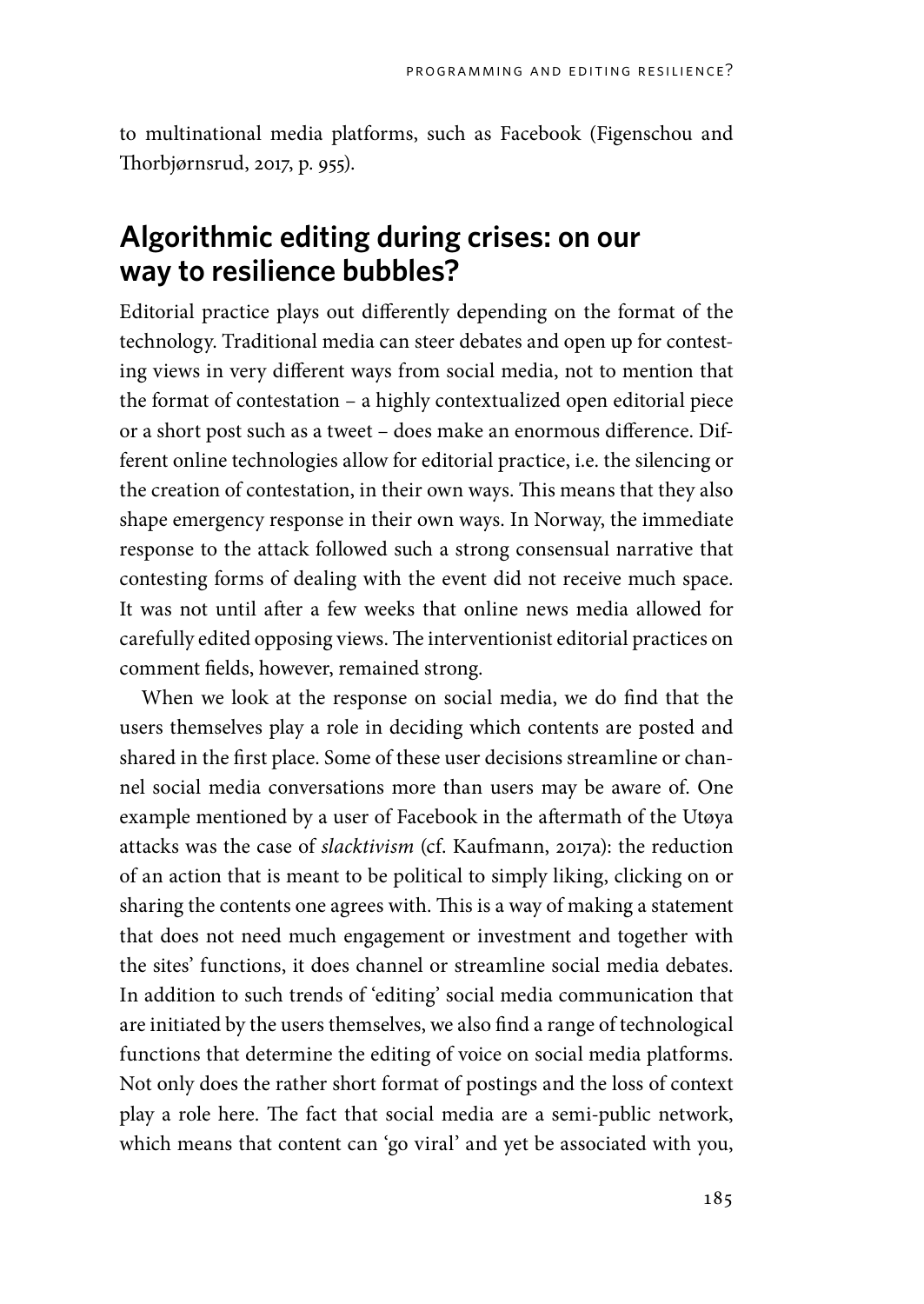to multinational media platforms, such as Facebook (Figenschou and Thorbjørnsrud, 2017, p. 955).

## Algorithmic editing during crises: on our way to resilience bubbles?

Editorial practice plays out differently depending on the format of the technology. Traditional media can steer debates and open up for contesting views in very different ways from social media, not to mention that the format of contestation – a highly contextualized open editorial piece or a short post such as a tweet – does make an enormous difference. Different online technologies allow for editorial practice, i.e. the silencing or the creation of contestation, in their own ways. This means that they also shape emergency response in their own ways. In Norway, the immediate response to the attack followed such a strong consensual narrative that contesting forms of dealing with the event did not receive much space. It was not until after a few weeks that online news media allowed for carefully edited opposing views. The interventionist editorial practices on comment fields, however, remained strong.

When we look at the response on social media, we do find that the users themselves play a role in deciding which contents are posted and shared in the first place. Some of these user decisions streamline or channel social media conversations more than users may be aware of. One example mentioned by a user of Facebook in the aftermath of the Utøya attacks was the case of *slacktivism* (cf. Kaufmann, 2017a): the reduction of an action that is meant to be political to simply liking, clicking on or sharing the contents one agrees with. This is a way of making a statement that does not need much engagement or investment and together with the sites' functions, it does channel or streamline social media debates. In addition to such trends of 'editing' social media communication that are initiated by the users themselves, we also find a range of technological functions that determine the editing of voice on social media platforms. Not only does the rather short format of postings and the loss of context play a role here. The fact that social media are a semi-public network, which means that content can 'go viral' and yet be associated with you,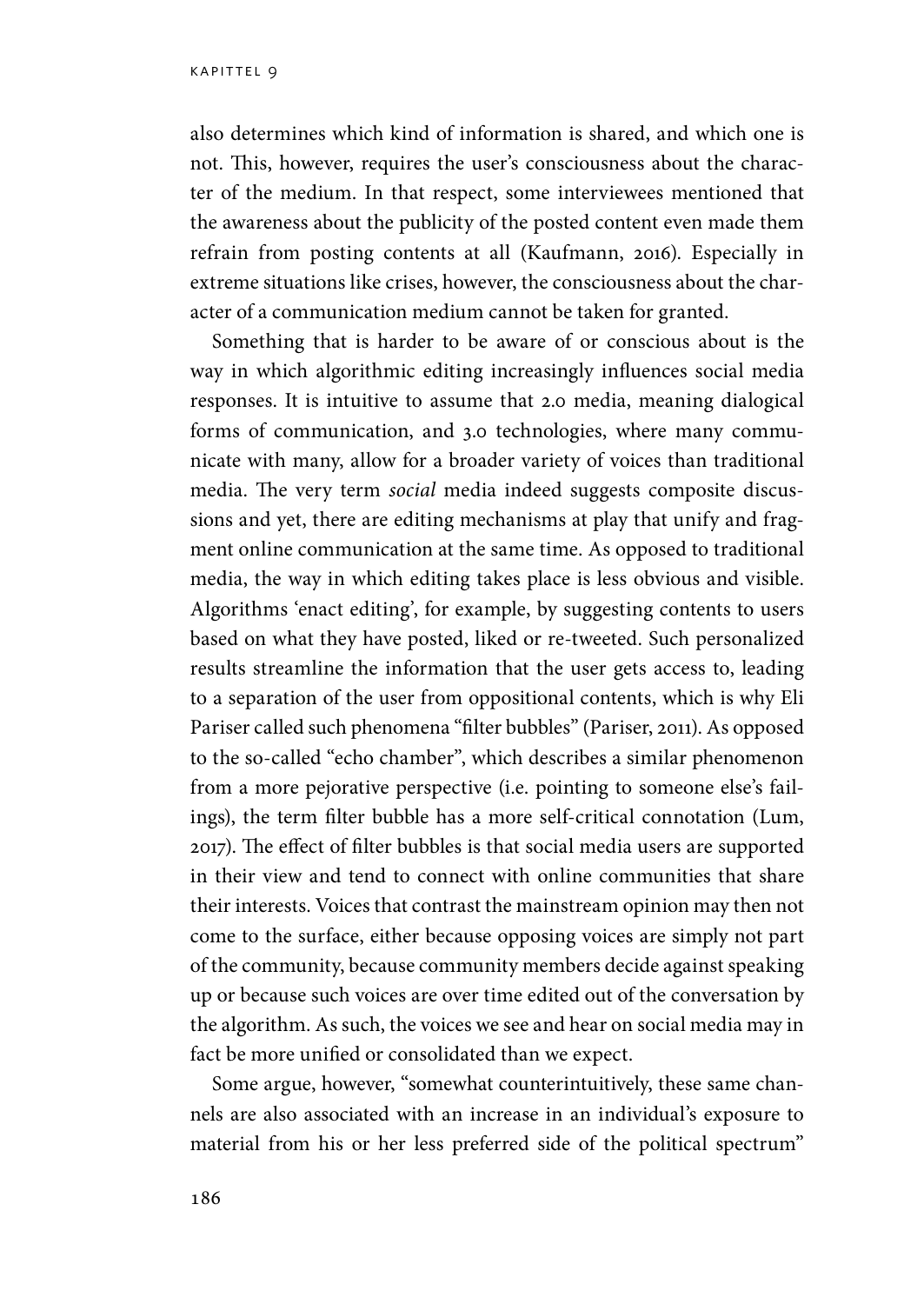also determines which kind of information is shared, and which one is not. This, however, requires the user's consciousness about the character of the medium. In that respect, some interviewees mentioned that the awareness about the publicity of the posted content even made them refrain from posting contents at all (Kaufmann, 2016). Especially in extreme situations like crises, however, the consciousness about the character of a communication medium cannot be taken for granted.

Something that is harder to be aware of or conscious about is the way in which algorithmic editing increasingly influences social media responses. It is intuitive to assume that 2.0 media, meaning dialogical forms of communication, and 3.0 technologies, where many communicate with many, allow for a broader variety of voices than traditional media. The very term *social* media indeed suggests composite discussions and yet, there are editing mechanisms at play that unify and fragment online communication at the same time. As opposed to traditional media, the way in which editing takes place is less obvious and visible. Algorithms 'enact editing', for example, by suggesting contents to users based on what they have posted, liked or re-tweeted. Such personalized results streamline the information that the user gets access to, leading to a separation of the user from oppositional contents, which is why Eli Pariser called such phenomena "filter bubbles" (Pariser, 2011). As opposed to the so-called "echo chamber", which describes a similar phenomenon from a more pejorative perspective (i.e. pointing to someone else's failings), the term filter bubble has a more self-critical connotation (Lum, 2017). The effect of filter bubbles is that social media users are supported in their view and tend to connect with online communities that share their interests. Voices that contrast the mainstream opinion may then not come to the surface, either because opposing voices are simply not part of the community, because community members decide against speaking up or because such voices are over time edited out of the conversation by the algorithm. As such, the voices we see and hear on social media may in fact be more unified or consolidated than we expect.

Some argue, however, "somewhat counterintuitively, these same channels are also associated with an increase in an individual's exposure to material from his or her less preferred side of the political spectrum"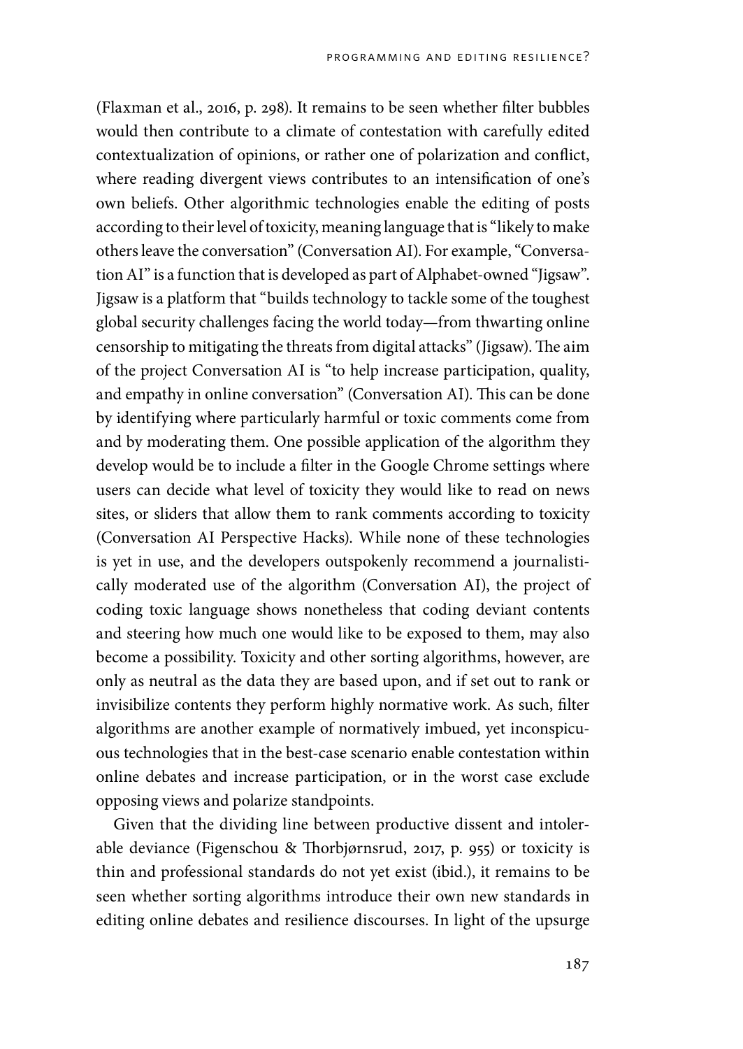(Flaxman et al., 2016, p. 298). It remains to be seen whether filter bubbles would then contribute to a climate of contestation with carefully edited contextualization of opinions, or rather one of polarization and conflict, where reading divergent views contributes to an intensification of one's own beliefs. Other algorithmic technologies enable the editing of posts according to their level of toxicity, meaning language that is "likely to make others leave the conversation" (Conversation AI). For example, "Conversation AI" is a function that is developed as part of Alphabet-owned "Jigsaw". Jigsaw is a platform that "builds technology to tackle some of the toughest global security challenges facing the world today—from thwarting online censorship to mitigating the threats from digital attacks" (Jigsaw). The aim of the project Conversation AI is "to help increase participation, quality, and empathy in online conversation" (Conversation AI). This can be done by identifying where particularly harmful or toxic comments come from and by moderating them. One possible application of the algorithm they develop would be to include a filter in the Google Chrome settings where users can decide what level of toxicity they would like to read on news sites, or sliders that allow them to rank comments according to toxicity (Conversation AI Perspective Hacks). While none of these technologies is yet in use, and the developers outspokenly recommend a journalistically moderated use of the algorithm (Conversation AI), the project of coding toxic language shows nonetheless that coding deviant contents and steering how much one would like to be exposed to them, may also become a possibility. Toxicity and other sorting algorithms, however, are only as neutral as the data they are based upon, and if set out to rank or invisibilize contents they perform highly normative work. As such, filter algorithms are another example of normatively imbued, yet inconspicuous technologies that in the best-case scenario enable contestation within online debates and increase participation, or in the worst case exclude opposing views and polarize standpoints.

Given that the dividing line between productive dissent and intolerable deviance (Figenschou & Thorbjørnsrud, 2017, p. 955) or toxicity is thin and professional standards do not yet exist (ibid.), it remains to be seen whether sorting algorithms introduce their own new standards in editing online debates and resilience discourses. In light of the upsurge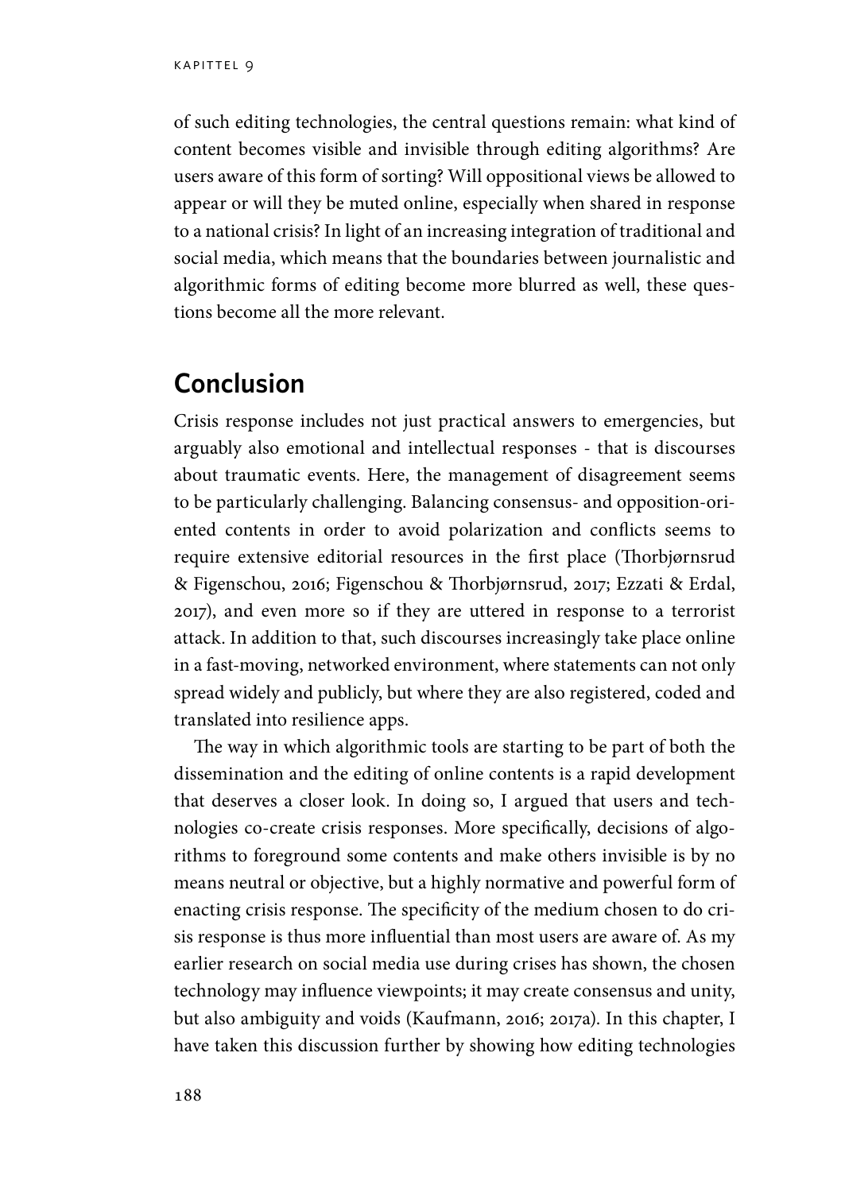of such editing technologies, the central questions remain: what kind of content becomes visible and invisible through editing algorithms? Are users aware of this form of sorting? Will oppositional views be allowed to appear or will they be muted online, especially when shared in response to a national crisis? In light of an increasing integration of traditional and social media, which means that the boundaries between journalistic and algorithmic forms of editing become more blurred as well, these questions become all the more relevant.

## Conclusion

Crisis response includes not just practical answers to emergencies, but arguably also emotional and intellectual responses - that is discourses about traumatic events. Here, the management of disagreement seems to be particularly challenging. Balancing consensus- and opposition-oriented contents in order to avoid polarization and conflicts seems to require extensive editorial resources in the first place (Thorbjørnsrud & Figenschou, 2016; Figenschou & Thorbjørnsrud, 2017; Ezzati & Erdal, 2017), and even more so if they are uttered in response to a terrorist attack. In addition to that, such discourses increasingly take place online in a fast-moving, networked environment, where statements can not only spread widely and publicly, but where they are also registered, coded and translated into resilience apps.

The way in which algorithmic tools are starting to be part of both the dissemination and the editing of online contents is a rapid development that deserves a closer look. In doing so, I argued that users and technologies co-create crisis responses. More specifically, decisions of algorithms to foreground some contents and make others invisible is by no means neutral or objective, but a highly normative and powerful form of enacting crisis response. The specificity of the medium chosen to do crisis response is thus more influential than most users are aware of. As my earlier research on social media use during crises has shown, the chosen technology may influence viewpoints; it may create consensus and unity, but also ambiguity and voids (Kaufmann, 2016; 2017a). In this chapter, I have taken this discussion further by showing how editing technologies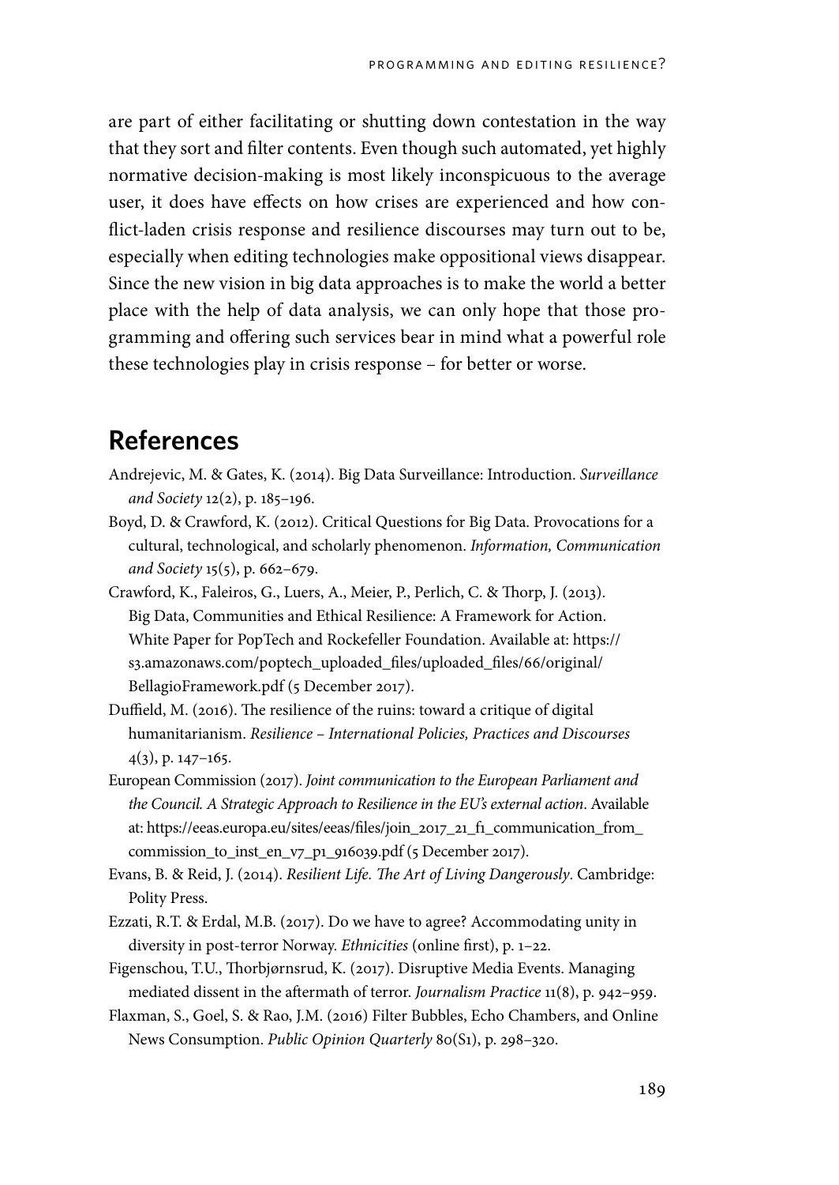are part of either facilitating or shutting down contestation in the way that they sort and filter contents. Even though such automated, yet highly normative decision-making is most likely inconspicuous to the average user, it does have effects on how crises are experienced and how conflict-laden crisis response and resilience discourses may turn out to be, especially when editing technologies make oppositional views disappear. Since the new vision in big data approaches is to make the world a better place with the help of data analysis, we can only hope that those programming and offering such services bear in mind what a powerful role these technologies play in crisis response – for better or worse.

## References

Andrejevic, M. & Gates, K. (2014). Big Data Surveillance: Introduction. *Surveillance and Society* 12(2), p. 185–196.

Boyd, D. & Crawford, K. (2012). Critical Questions for Big Data. Provocations for a cultural, technological, and scholarly phenomenon. *Information, Communication and Society* 15(5), p. 662–679.

Crawford, K., Faleiros, G., Luers, A., Meier, P., Perlich, C. & Thorp, J. (2013). Big Data, Communities and Ethical Resilience: A Framework for Action. White Paper for PopTech and Rockefeller Foundation. Available at: https://s3.amazonaws.com/poptech_uploaded_files/uploaded_files/66/original/BellagioFramework.pdf (5 December 2017).

Duffield, M. (2016). The resilience of the ruins: toward a critique of digital humanitarianism. *Resilience – International Policies, Practices and Discourses* 4(3), p. 147–165.

European Commission (2017). *Joint communication to the European Parliament and the Council. A Strategic Approach to Resilience in the EU's external action*. Available at: https://eeas.europa.eu/sites/eeas/files/join_2017_21_f1_communication_from_commission_to_inst_en_v7_p1_916039.pdf (5 December 2017).

Evans, B. & Reid, J. (2014). *Resilient Life. The Art of Living Dangerously*. Cambridge: Polity Press.

Ezzati, R.T. & Erdal, M.B. (2017). Do we have to agree? Accommodating unity in diversity in post-terror Norway. *Ethnicities* (online first), p. 1–22.

Figenschou, T.U., Thorbjørnsrud, K. (2017). Disruptive Media Events. Managing mediated dissent in the aftermath of terror. *Journalism Practice* 11(8), p. 942–959.

Flaxman, S., Goel, S. & Rao, J.M. (2016) Filter Bubbles, Echo Chambers, and Online News Consumption. *Public Opinion Quarterly* 80(S1), p. 298–320.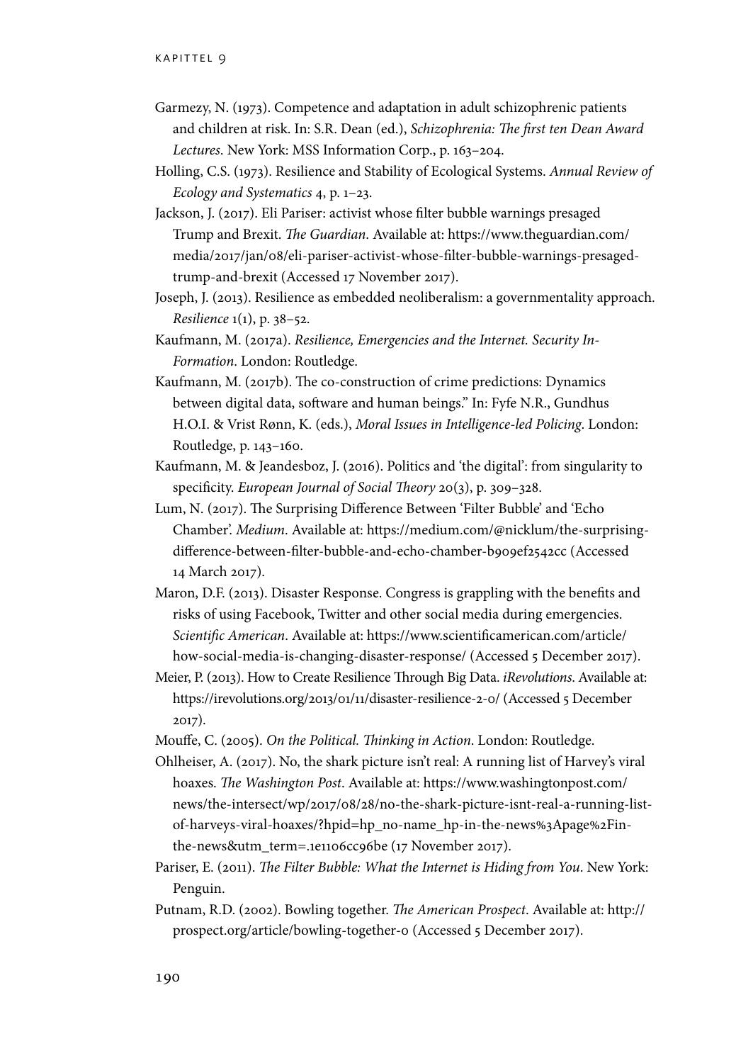Garmezy, N. (1973). Competence and adaptation in adult schizophrenic patients and children at risk. In: S.R. Dean (ed.), *Schizophrenia: The first ten Dean Award Lectures*. New York: MSS Information Corp., p. 163–204.

Holling, C.S. (1973). Resilience and Stability of Ecological Systems. *Annual Review of Ecology and Systematics* 4, p. 1–23.

Jackson, J. (2017). Eli Pariser: activist whose filter bubble warnings presaged Trump and Brexit. *The Guardian*. Available at: https://www.theguardian.com/media/2017/jan/08/eli-pariser-activist-whose-filter-bubble-warnings-presaged-trump-and-brexit (Accessed 17 November 2017).

Joseph, J. (2013). Resilience as embedded neoliberalism: a governmentality approach. *Resilience* 1(1), p. 38–52.

Kaufmann, M. (2017a). *Resilience, Emergencies and the Internet. Security In-Formation*. London: Routledge.

Kaufmann, M. (2017b). The co-construction of crime predictions: Dynamics between digital data, software and human beings." In: Fyfe N.R., Gundhus H.O.I. & Vrist Rønn, K. (eds.), *Moral Issues in Intelligence-led Policing*. London: Routledge, p. 143–160.

Kaufmann, M. & Jeandesboz, J. (2016). Politics and 'the digital': from singularity to specificity. *European Journal of Social Theory* 20(3), p. 309–328.

Lum, N. (2017). The Surprising Difference Between 'Filter Bubble' and 'Echo Chamber'. *Medium*. Available at: https://medium.com/@nicklum/the-surprising-difference-between-filter-bubble-and-echo-chamber-b909ef2542cc (Accessed 14 March 2017).

Maron, D.F. (2013). Disaster Response. Congress is grappling with the benefits and risks of using Facebook, Twitter and other social media during emergencies. *Scientific American*. Available at: https://www.scientificamerican.com/article/how-social-media-is-changing-disaster-response/ (Accessed 5 December 2017).

Meier, P. (2013). How to Create Resilience Through Big Data. *iRevolutions*. Available at: https://irevolutions.org/2013/01/11/disaster-resilience-2-0/ (Accessed 5 December 2017).

Mouffe, C. (2005). *On the Political. Thinking in Action*. London: Routledge.

Ohlheiser, A. (2017). No, the shark picture isn't real: A running list of Harvey's viral hoaxes. *The Washington Post*. Available at: https://www.washingtonpost.com/news/the-intersect/wp/2017/08/28/no-the-shark-picture-isnt-real-a-running-list-of-harveys-viral-hoaxes/?hpid=hp_no-name_hp-in-the-news%3Apage%2Fin-the-news&utm_term=.1e1106cc96be (17 November 2017).

Pariser, E. (2011). *The Filter Bubble: What the Internet is Hiding from You*. New York: Penguin.

Putnam, R.D. (2002). Bowling together. *The American Prospect*. Available at: http://prospect.org/article/bowling-together-0 (Accessed 5 December 2017).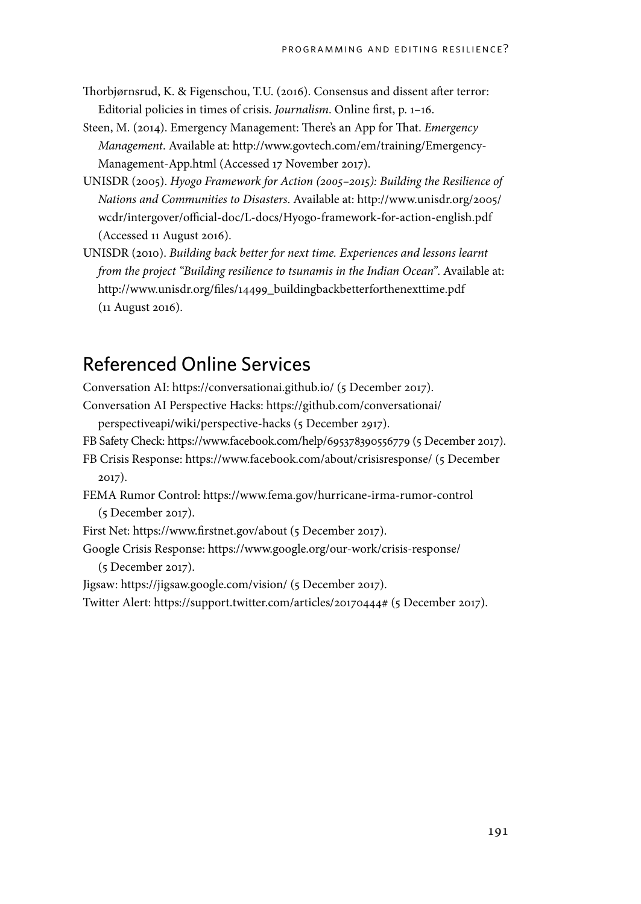Thorbjørnsrud, K. & Figenschou, T.U. (2016). Consensus and dissent after terror: Editorial policies in times of crisis. *Journalism*. Online first, p. 1–16.

Steen, M. (2014). Emergency Management: There's an App for That. *Emergency Management*. Available at: http://www.govtech.com/em/training/Emergency-Management-App.html (Accessed 17 November 2017).

UNISDR (2005). *Hyogo Framework for Action (2005–2015): Building the Resilience of Nations and Communities to Disasters*. Available at: http://www.unisdr.org/2005/wcdr/intergover/official-doc/L-docs/Hyogo-framework-for-action-english.pdf (Accessed 11 August 2016).

UNISDR (2010). *Building back better for next time. Experiences and lessons learnt from the project "Building resilience to tsunamis in the Indian Ocean"*. Available at: http://www.unisdr.org/files/14499_buildingbackbetterforthenexttime.pdf (11 August 2016).

## Referenced Online Services

Conversation AI: https://conversationai.github.io/ (5 December 2017).

Conversation AI Perspective Hacks: https://github.com/conversationai/perspectiveapi/wiki/perspective-hacks (5 December 2917).

FB Safety Check: https://www.facebook.com/help/695378390556779 (5 December 2017).

FB Crisis Response: https://www.facebook.com/about/crisisresponse/ (5 December 2017).

FEMA Rumor Control: https://www.fema.gov/hurricane-irma-rumor-control (5 December 2017).

First Net: https://www.firstnet.gov/about (5 December 2017).

Google Crisis Response: https://www.google.org/our-work/crisis-response/ (5 December 2017).

Jigsaw: https://jigsaw.google.com/vision/ (5 December 2017).

Twitter Alert: https://support.twitter.com/articles/20170444# (5 December 2017).